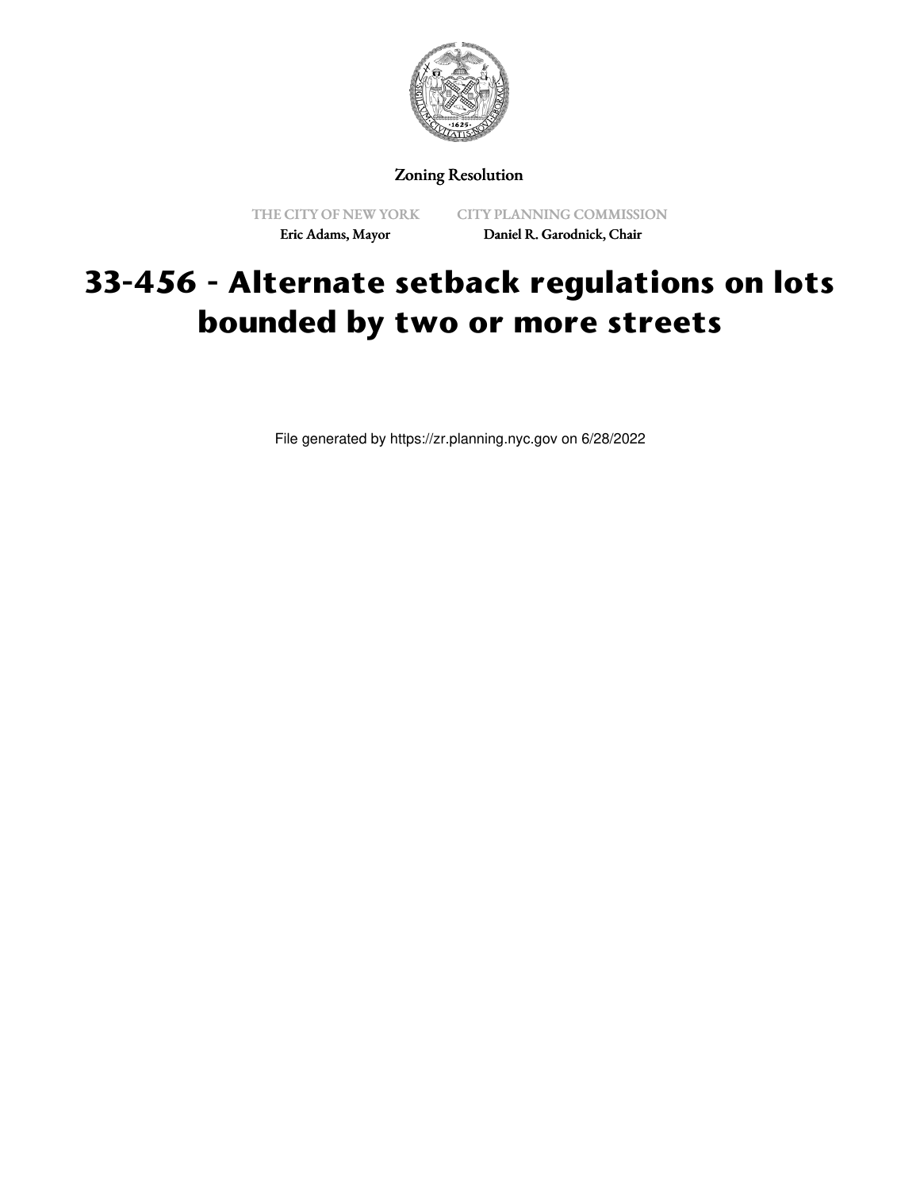Zoning Resolution

THE CITY OF NEW YORK
Eric Adams, Mayor

CITY PLANNING COMMISSION
Daniel R. Garodnick, Chair

# 33-456 - Alternate setback regulations on lots bounded by two or more streets

File generated by https://zr.planning.nyc.gov on 6/28/2022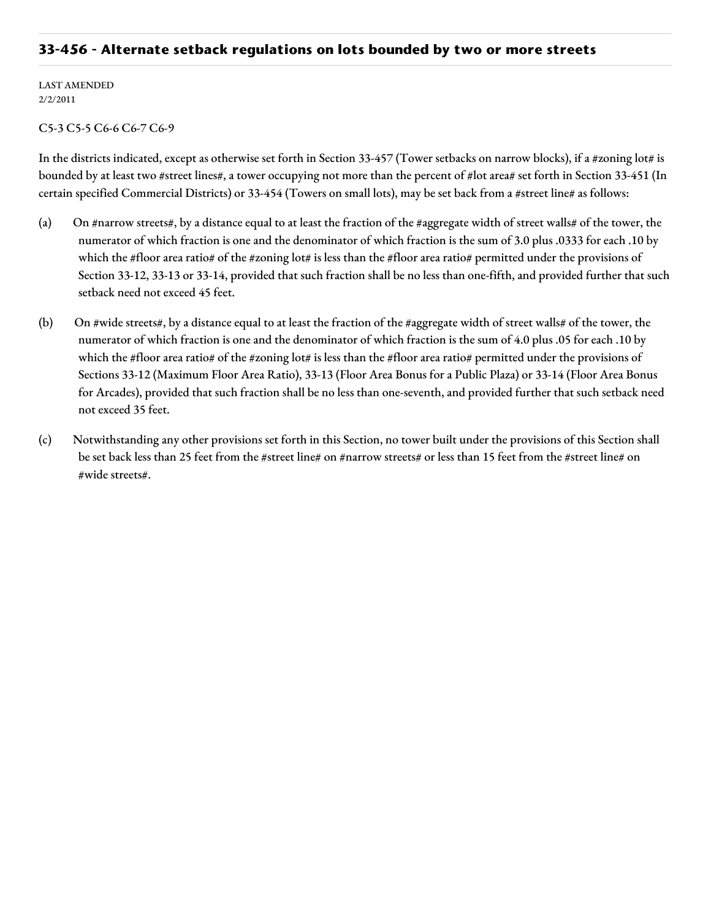## 33-456 - Alternate setback regulations on lots bounded by two or more streets

LAST AMENDED
2/2/2011

C5-3 C5-5 C6-6 C6-7 C6-9

In the districts indicated, except as otherwise set forth in Section 33-457 (Tower setbacks on narrow blocks), if a #zoning lot# is bounded by at least two #street lines#, a tower occupying not more than the percent of #lot area# set forth in Section 33-451 (In certain specified Commercial Districts) or 33-454 (Towers on small lots), may be set back from a #street line# as follows:

(a) On #narrow streets#, by a distance equal to at least the fraction of the #aggregate width of street walls# of the tower, the numerator of which fraction is one and the denominator of which fraction is the sum of 3.0 plus .0333 for each .10 by which the #floor area ratio# of the #zoning lot# is less than the #floor area ratio# permitted under the provisions of Section 33-12, 33-13 or 33-14, provided that such fraction shall be no less than one-fifth, and provided further that such setback need not exceed 45 feet.

(b) On #wide streets#, by a distance equal to at least the fraction of the #aggregate width of street walls# of the tower, the numerator of which fraction is one and the denominator of which fraction is the sum of 4.0 plus .05 for each .10 by which the #floor area ratio# of the #zoning lot# is less than the #floor area ratio# permitted under the provisions of Sections 33-12 (Maximum Floor Area Ratio), 33-13 (Floor Area Bonus for a Public Plaza) or 33-14 (Floor Area Bonus for Arcades), provided that such fraction shall be no less than one-seventh, and provided further that such setback need not exceed 35 feet.

(c) Notwithstanding any other provisions set forth in this Section, no tower built under the provisions of this Section shall be set back less than 25 feet from the #street line# on #narrow streets# or less than 15 feet from the #street line# on #wide streets#.